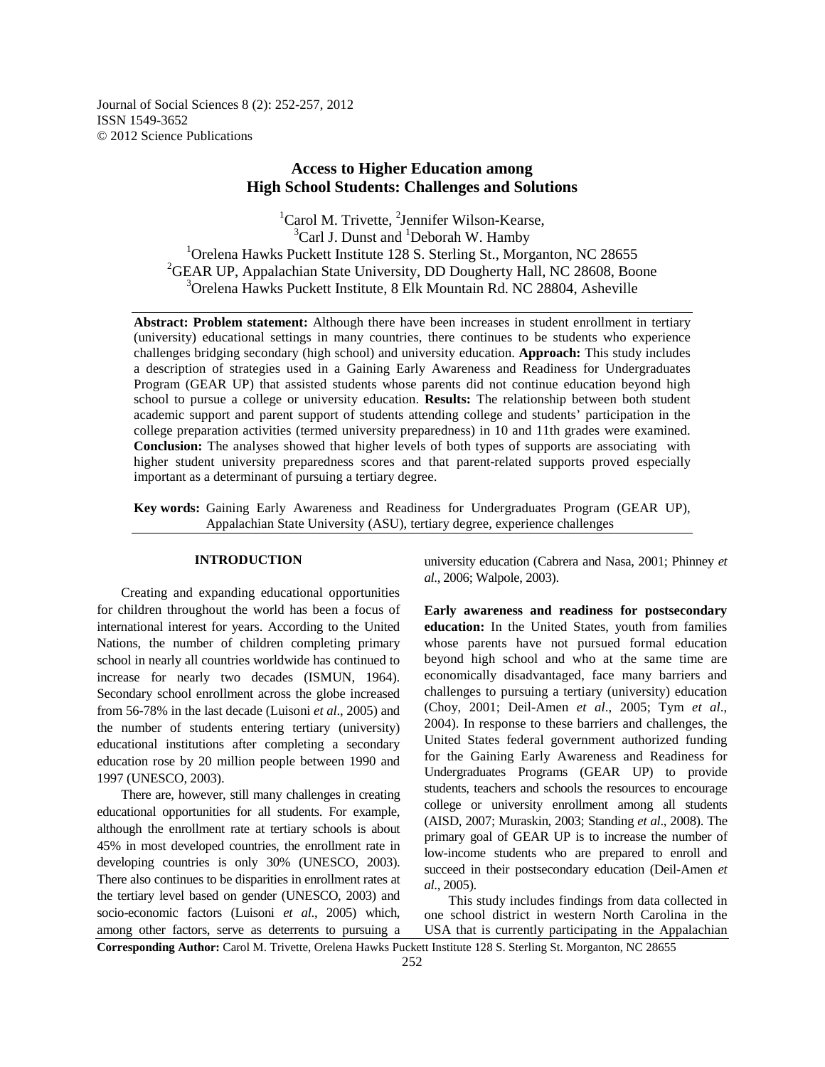# Access to Higher Education among High School Students: Challenges and Solutions

[1]Carol M. Trivette, [2]Jennifer Wilson-Kearse, [3]Carl J. Dunst and [1]Deborah W. Hamby

[1]Orelena Hawks Puckett Institute 128 S. Sterling St., Morganton, NC 28655
[2]GEAR UP, Appalachian State University, DD Dougherty Hall, NC 28608, Boone
[3]Orelena Hawks Puckett Institute, 8 Elk Mountain Rd. NC 28804, Asheville

---

**Abstract: Problem statement:** Although there have been increases in student enrollment in tertiary (university) educational settings in many countries, there continues to be students who experience challenges bridging secondary (high school) and university education. **Approach:** This study includes a description of strategies used in a Gaining Early Awareness and Readiness for Undergraduates Program (GEAR UP) that assisted students whose parents did not continue education beyond high school to pursue a college or university education. **Results:** The relationship between both student academic support and parent support of students attending college and students' participation in the college preparation activities (termed university preparedness) in 10 and 11th grades were examined. **Conclusion:** The analyses showed that higher levels of both types of supports are associating with higher student university preparedness scores and that parent-related supports proved especially important as a determinant of pursuing a tertiary degree.

**Key words:** Gaining Early Awareness and Readiness for Undergraduates Program (GEAR UP), Appalachian State University (ASU), tertiary degree, experience challenges

---

## INTRODUCTION

Creating and expanding educational opportunities for children throughout the world has been a focus of international interest for years. According to the United Nations, the number of children completing primary school in nearly all countries worldwide has continued to increase for nearly two decades (ISMUN, 1964). Secondary school enrollment across the globe increased from 56-78% in the last decade (Luisoni *et al*., 2005) and the number of students entering tertiary (university) educational institutions after completing a secondary education rose by 20 million people between 1990 and 1997 (UNESCO, 2003).

There are, however, still many challenges in creating educational opportunities for all students. For example, although the enrollment rate at tertiary schools is about 45% in most developed countries, the enrollment rate in developing countries is only 30% (UNESCO, 2003). There also continues to be disparities in enrollment rates at the tertiary level based on gender (UNESCO, 2003) and socio-economic factors (Luisoni *et al*., 2005) which, among other factors, serve as deterrents to pursuing a university education (Cabrera and Nasa, 2001; Phinney *et al*., 2006; Walpole, 2003).

**Early awareness and readiness for postsecondary education:** In the United States, youth from families whose parents have not pursued formal education beyond high school and who at the same time are economically disadvantaged, face many barriers and challenges to pursuing a tertiary (university) education (Choy, 2001; Deil-Amen *et al*., 2005; Tym *et al*., 2004). In response to these barriers and challenges, the United States federal government authorized funding for the Gaining Early Awareness and Readiness for Undergraduates Programs (GEAR UP) to provide students, teachers and schools the resources to encourage college or university enrollment among all students (AISD, 2007; Muraskin, 2003; Standing *et al*., 2008). The primary goal of GEAR UP is to increase the number of low-income students who are prepared to enroll and succeed in their postsecondary education (Deil-Amen *et al*., 2005).

This study includes findings from data collected in one school district in western North Carolina in the USA that is currently participating in the Appalachian

**Corresponding Author:** Carol M. Trivette, Orelena Hawks Puckett Institute 128 S. Sterling St. Morganton, NC 28655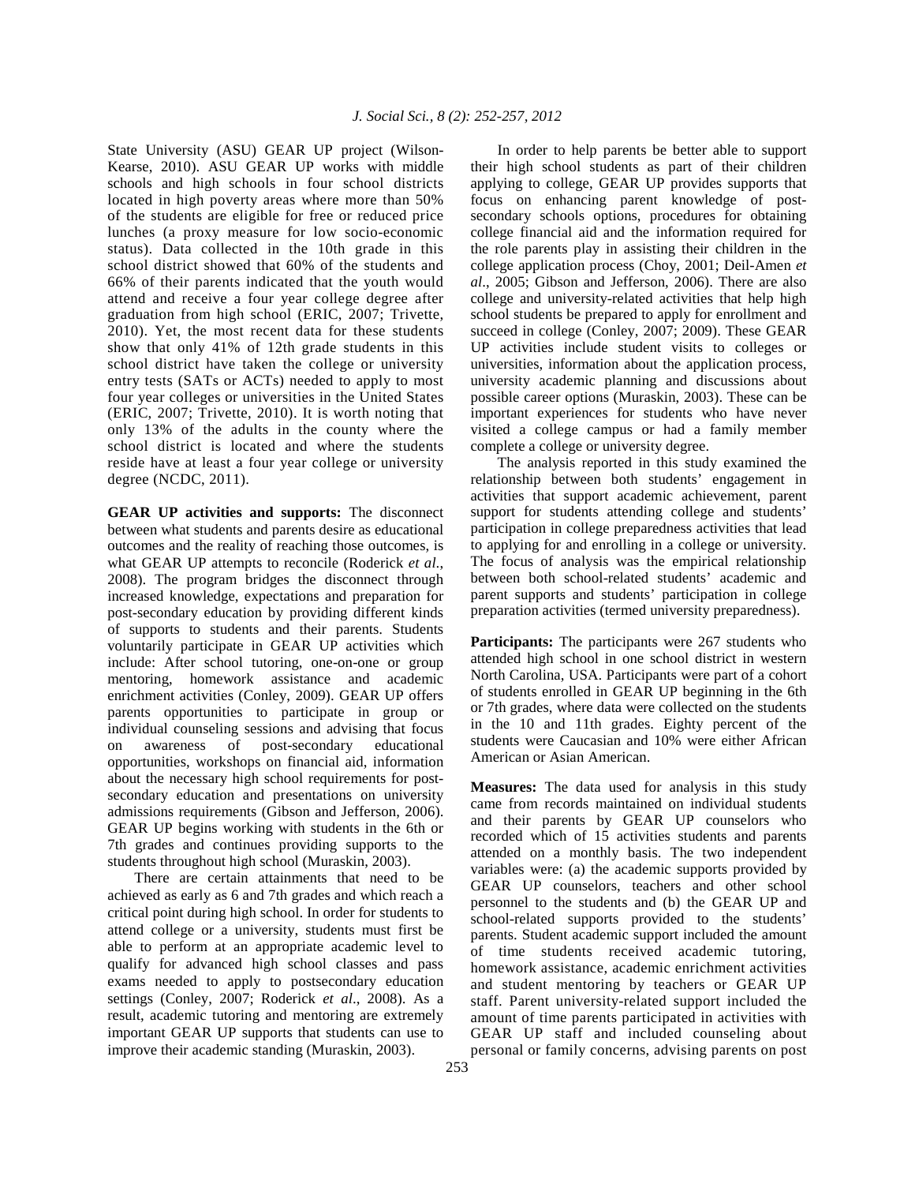State University (ASU) GEAR UP project (Wilson-Kearse, 2010). ASU GEAR UP works with middle schools and high schools in four school districts located in high poverty areas where more than 50% of the students are eligible for free or reduced price lunches (a proxy measure for low socio-economic status). Data collected in the 10th grade in this school district showed that 60% of the students and 66% of their parents indicated that the youth would attend and receive a four year college degree after graduation from high school (ERIC, 2007; Trivette, 2010). Yet, the most recent data for these students show that only 41% of 12th grade students in this school district have taken the college or university entry tests (SATs or ACTs) needed to apply to most four year colleges or universities in the United States (ERIC, 2007; Trivette, 2010). It is worth noting that only 13% of the adults in the county where the school district is located and where the students reside have at least a four year college or university degree (NCDC, 2011).

**GEAR UP activities and supports:** The disconnect between what students and parents desire as educational outcomes and the reality of reaching those outcomes, is what GEAR UP attempts to reconcile (Roderick *et al*., 2008). The program bridges the disconnect through increased knowledge, expectations and preparation for post-secondary education by providing different kinds of supports to students and their parents. Students voluntarily participate in GEAR UP activities which include: After school tutoring, one-on-one or group mentoring, homework assistance and academic enrichment activities (Conley, 2009). GEAR UP offers parents opportunities to participate in group or individual counseling sessions and advising that focus on awareness of post-secondary educational opportunities, workshops on financial aid, information about the necessary high school requirements for post-secondary education and presentations on university admissions requirements (Gibson and Jefferson, 2006). GEAR UP begins working with students in the 6th or 7th grades and continues providing supports to the students throughout high school (Muraskin, 2003).

There are certain attainments that need to be achieved as early as 6 and 7th grades and which reach a critical point during high school. In order for students to attend college or a university, students must first be able to perform at an appropriate academic level to qualify for advanced high school classes and pass exams needed to apply to postsecondary education settings (Conley, 2007; Roderick *et al*., 2008). As a result, academic tutoring and mentoring are extremely important GEAR UP supports that students can use to improve their academic standing (Muraskin, 2003).

In order to help parents be better able to support their high school students as part of their children applying to college, GEAR UP provides supports that focus on enhancing parent knowledge of post-secondary schools options, procedures for obtaining college financial aid and the information required for the role parents play in assisting their children in the college application process (Choy, 2001; Deil-Amen *et al*., 2005; Gibson and Jefferson, 2006). There are also college and university-related activities that help high school students be prepared to apply for enrollment and succeed in college (Conley, 2007; 2009). These GEAR UP activities include student visits to colleges or universities, information about the application process, university academic planning and discussions about possible career options (Muraskin, 2003). These can be important experiences for students who have never visited a college campus or had a family member complete a college or university degree.

The analysis reported in this study examined the relationship between both students' engagement in activities that support academic achievement, parent support for students attending college and students' participation in college preparedness activities that lead to applying for and enrolling in a college or university. The focus of analysis was the empirical relationship between both school-related students' academic and parent supports and students' participation in college preparation activities (termed university preparedness).

**Participants:** The participants were 267 students who attended high school in one school district in western North Carolina, USA. Participants were part of a cohort of students enrolled in GEAR UP beginning in the 6th or 7th grades, where data were collected on the students in the 10 and 11th grades. Eighty percent of the students were Caucasian and 10% were either African American or Asian American.

**Measures:** The data used for analysis in this study came from records maintained on individual students and their parents by GEAR UP counselors who recorded which of 15 activities students and parents attended on a monthly basis. The two independent variables were: (a) the academic supports provided by GEAR UP counselors, teachers and other school personnel to the students and (b) the GEAR UP and school-related supports provided to the students' parents. Student academic support included the amount of time students received academic tutoring, homework assistance, academic enrichment activities and student mentoring by teachers or GEAR UP staff. Parent university-related support included the amount of time parents participated in activities with GEAR UP staff and included counseling about personal or family concerns, advising parents on post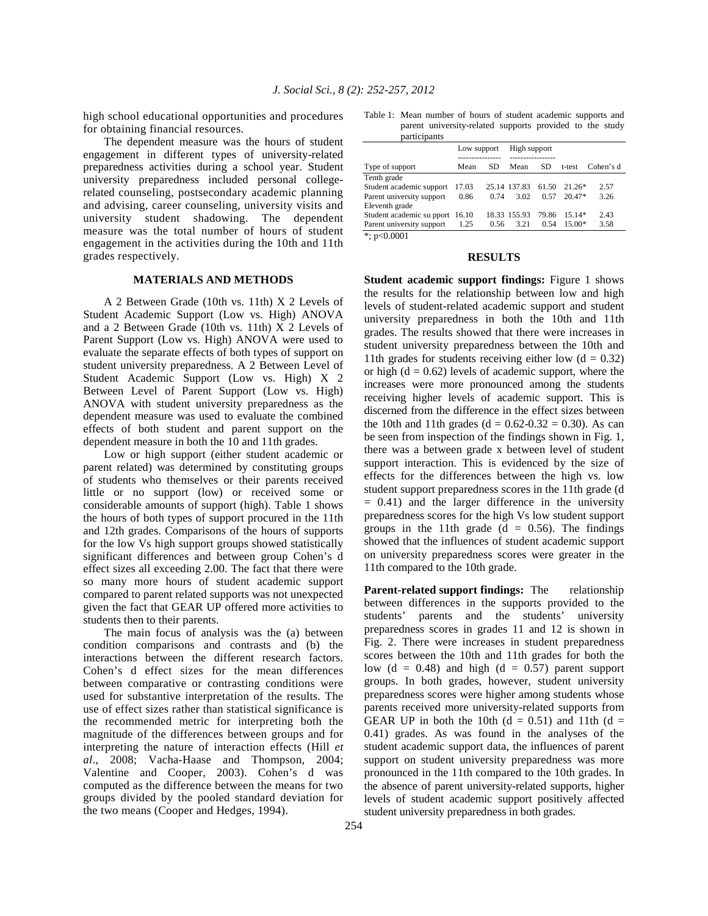high school educational opportunities and procedures for obtaining financial resources.

The dependent measure was the hours of student engagement in different types of university-related preparedness activities during a school year. Student university preparedness included personal college-related counseling, postsecondary academic planning and advising, career counseling, university visits and university student shadowing. The dependent measure was the total number of hours of student engagement in the activities during the 10th and 11th grades respectively.

## MATERIALS AND METHODS

A 2 Between Grade (10th vs. 11th) X 2 Levels of Student Academic Support (Low vs. High) ANOVA and a 2 Between Grade (10th vs. 11th) X 2 Levels of Parent Support (Low vs. High) ANOVA were used to evaluate the separate effects of both types of support on student university preparedness. A 2 Between Level of Student Academic Support (Low vs. High) X 2 Between Level of Parent Support (Low vs. High) ANOVA with student university preparedness as the dependent measure was used to evaluate the combined effects of both student and parent support on the dependent measure in both the 10 and 11th grades.

Low or high support (either student academic or parent related) was determined by constituting groups of students who themselves or their parents received little or no support (low) or received some or considerable amounts of support (high). Table 1 shows the hours of both types of support procured in the 11th and 12th grades. Comparisons of the hours of supports for the low Vs high support groups showed statistically significant differences and between group Cohen's d effect sizes all exceeding 2.00. The fact that there were so many more hours of student academic support compared to parent related supports was not unexpected given the fact that GEAR UP offered more activities to students then to their parents.

The main focus of analysis was the (a) between condition comparisons and contrasts and (b) the interactions between the different research factors. Cohen's d effect sizes for the mean differences between comparative or contrasting conditions were used for substantive interpretation of the results. The use of effect sizes rather than statistical significance is the recommended metric for interpreting both the magnitude of the differences between groups and for interpreting the nature of interaction effects (Hill *et al*., 2008; Vacha-Haase and Thompson, 2004; Valentine and Cooper, 2003). Cohen's d was computed as the difference between the means for two groups divided by the pooled standard deviation for the two means (Cooper and Hedges, 1994).

Table 1: Mean number of hours of student academic supports and parent university-related supports provided to the study participants

| | Low support | | High support | | | |
|---|---|---|---|---|---|---|
| Type of support | Mean | SD | Mean | SD | t-test | Cohen's d |
| Tenth grade | | | | | | |
| Student academic support | 17.03 | 25.14 | 137.83 | 61.50 | 21.26* | 2.57 |
| Parent university support | 0.86 | 0.74 | 3.02 | 0.57 | 20.47* | 3.26 |
| Eleventh grade | | | | | | |
| Student academic su pport | 16.10 | 18.33 | 155.93 | 79.86 | 15.14* | 2.43 |
| Parent university support | 1.25 | 0.56 | 3.21 | 0.54 | 15.00* | 3.58 |

*; $p<0.0001$

## RESULTS

**Student academic support findings:** Figure 1 shows the results for the relationship between low and high levels of student-related academic support and student university preparedness in both the 10th and 11th grades. The results showed that there were increases in student university preparedness between the 10th and 11th grades for students receiving either low ($d = 0.32$) or high ($d = 0.62$) levels of academic support, where the increases were more pronounced among the students receiving higher levels of academic support. This is discerned from the difference in the effect sizes between the 10th and 11th grades ($d = 0.62-0.32 = 0.30$). As can be seen from inspection of the findings shown in Fig. 1, there was a between grade x between level of student support interaction. This is evidenced by the size of effects for the differences between the high vs. low student support preparedness scores in the 11th grade ($d = 0.41$) and the larger difference in the university preparedness scores for the high Vs low student support groups in the 11th grade ($d = 0.56$). The findings showed that the influences of student academic support on university preparedness scores were greater in the 11th compared to the 10th grade.

**Parent-related support findings:** The relationship between differences in the supports provided to the students' parents and the students' university preparedness scores in grades 11 and 12 is shown in Fig. 2. There were increases in student preparedness scores between the 10th and 11th grades for both the low ($d = 0.48$) and high ($d = 0.57$) parent support groups. In both grades, however, student university preparedness scores were higher among students whose parents received more university-related supports from GEAR UP in both the 10th ($d = 0.51$) and 11th ($d = 0.41$) grades. As was found in the analyses of the student academic support data, the influences of parent support on student university preparedness was more pronounced in the 11th compared to the 10th grades. In the absence of parent university-related supports, higher levels of student academic support positively affected student university preparedness in both grades.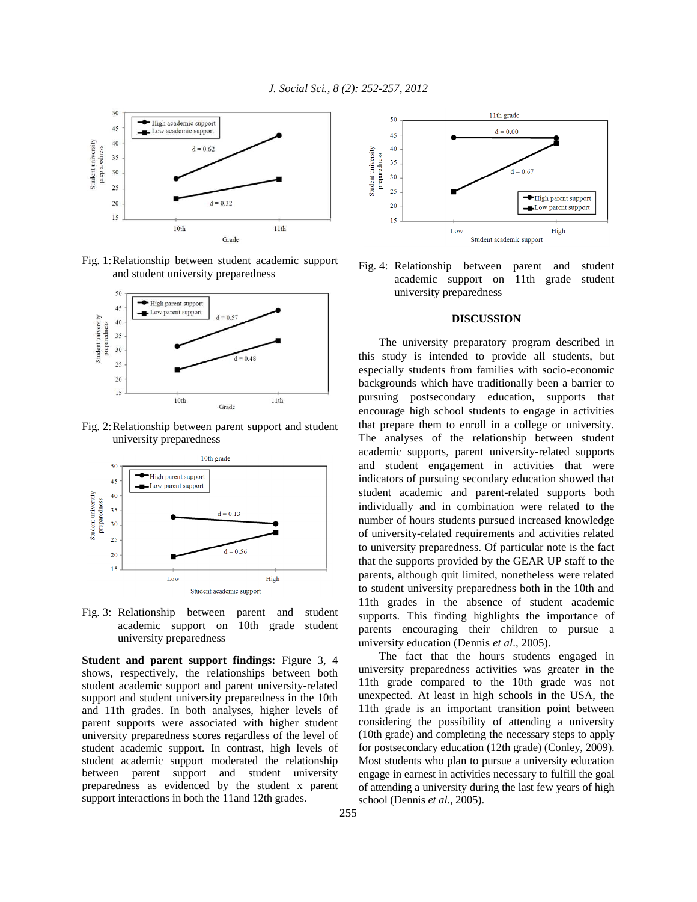Fig. 1: Relationship between student academic support and student university preparedness

Fig. 2: Relationship between parent support and student university preparedness

Fig. 3: Relationship between parent and student academic support on 10th grade student university preparedness

**Student and parent support findings:** Figure 3, 4 shows, respectively, the relationships between both student academic support and parent university-related support and student university preparedness in the 10th and 11th grades. In both analyses, higher levels of parent supports were associated with higher student university preparedness scores regardless of the level of student academic support. In contrast, high levels of student academic support moderated the relationship between parent support and student university preparedness as evidenced by the student x parent support interactions in both the 11and 12th grades.

Fig. 4: Relationship between parent and student academic support on 11th grade student university preparedness

## DISCUSSION

The university preparatory program described in this study is intended to provide all students, but especially students from families with socio-economic backgrounds which have traditionally been a barrier to pursuing postsecondary education, supports that encourage high school students to engage in activities that prepare them to enroll in a college or university. The analyses of the relationship between student academic supports, parent university-related supports and student engagement in activities that were indicators of pursuing secondary education showed that student academic and parent-related supports both individually and in combination were related to the number of hours students pursued increased knowledge of university-related requirements and activities related to university preparedness. Of particular note is the fact that the supports provided by the GEAR UP staff to the parents, although quit limited, nonetheless were related to student university preparedness both in the 10th and 11th grades in the absence of student academic supports. This finding highlights the importance of parents encouraging their children to pursue a university education (Dennis *et al*., 2005).

The fact that the hours students engaged in university preparedness activities was greater in the 11th grade compared to the 10th grade was not unexpected. At least in high schools in the USA, the 11th grade is an important transition point between considering the possibility of attending a university (10th grade) and completing the necessary steps to apply for postsecondary education (12th grade) (Conley, 2009). Most students who plan to pursue a university education engage in earnest in activities necessary to fulfill the goal of attending a university during the last few years of high school (Dennis *et al*., 2005).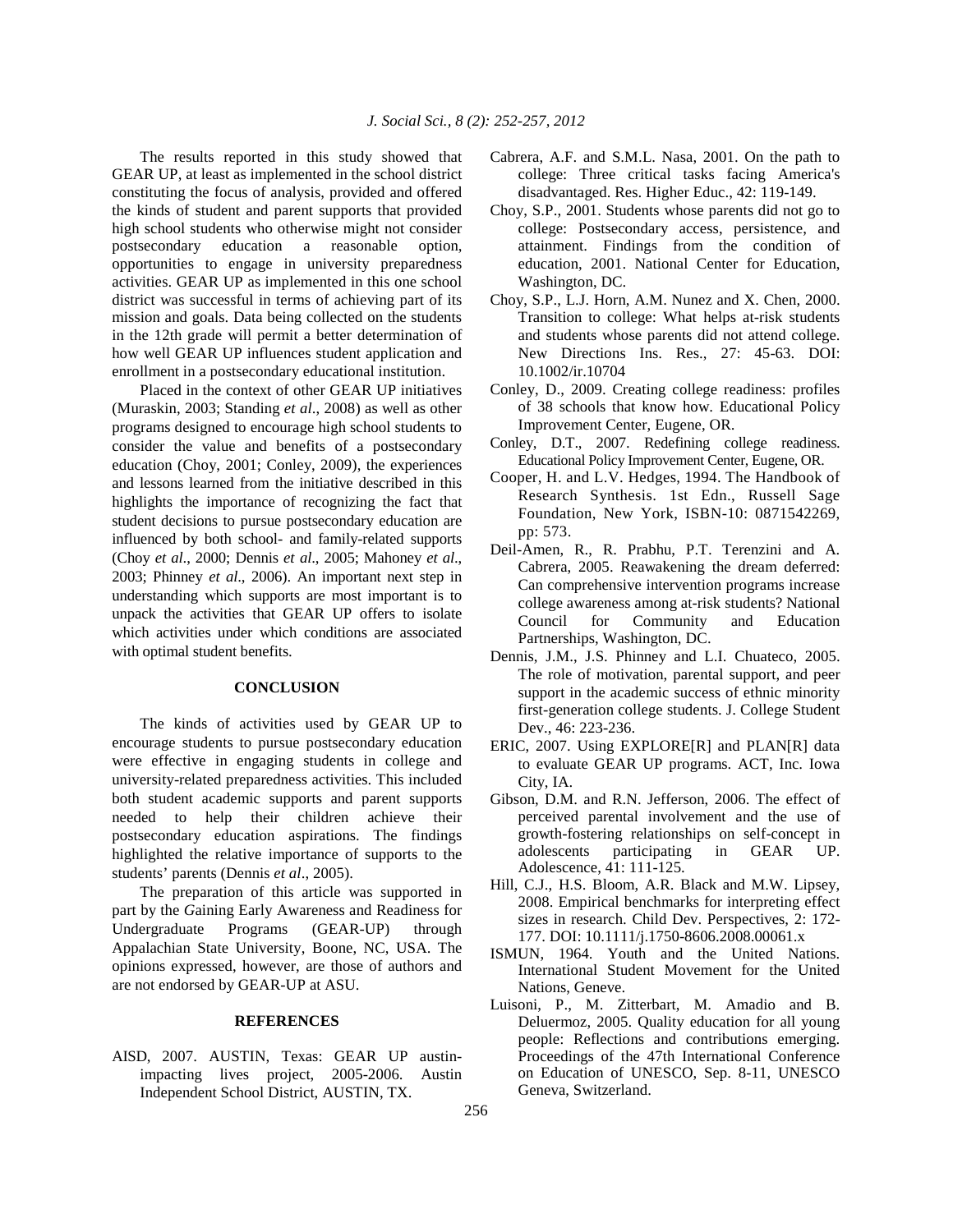The results reported in this study showed that GEAR UP, at least as implemented in the school district constituting the focus of analysis, provided and offered the kinds of student and parent supports that provided high school students who otherwise might not consider postsecondary education a reasonable option, opportunities to engage in university preparedness activities. GEAR UP as implemented in this one school district was successful in terms of achieving part of its mission and goals. Data being collected on the students in the 12th grade will permit a better determination of how well GEAR UP influences student application and enrollment in a postsecondary educational institution.

Placed in the context of other GEAR UP initiatives (Muraskin, 2003; Standing *et al*., 2008) as well as other programs designed to encourage high school students to consider the value and benefits of a postsecondary education (Choy, 2001; Conley, 2009), the experiences and lessons learned from the initiative described in this highlights the importance of recognizing the fact that student decisions to pursue postsecondary education are influenced by both school- and family-related supports (Choy *et al*., 2000; Dennis *et al*., 2005; Mahoney *et al*., 2003; Phinney *et al*., 2006). An important next step in understanding which supports are most important is to unpack the activities that GEAR UP offers to isolate which activities under which conditions are associated with optimal student benefits.

## CONCLUSION

The kinds of activities used by GEAR UP to encourage students to pursue postsecondary education were effective in engaging students in college and university-related preparedness activities. This included both student academic supports and parent supports needed to help their children achieve their postsecondary education aspirations. The findings highlighted the relative importance of supports to the students' parents (Dennis *et al*., 2005).

The preparation of this article was supported in part by the *G*aining Early Awareness and Readiness for Undergraduate Programs (GEAR-UP) through Appalachian State University, Boone, NC, USA. The opinions expressed, however, are those of authors and are not endorsed by GEAR-UP at ASU.

## REFERENCES

AISD, 2007. AUSTIN, Texas: GEAR UP austin-impacting lives project, 2005-2006. Austin Independent School District, AUSTIN, TX.

Cabrera, A.F. and S.M.L. Nasa, 2001. On the path to college: Three critical tasks facing America's disadvantaged. Res. Higher Educ., 42: 119-149.

Choy, S.P., 2001. Students whose parents did not go to college: Postsecondary access, persistence, and attainment. Findings from the condition of education, 2001. National Center for Education, Washington, DC.

Choy, S.P., L.J. Horn, A.M. Nunez and X. Chen, 2000. Transition to college: What helps at-risk students and students whose parents did not attend college. New Directions Ins. Res., 27: 45-63. DOI: 10.1002/ir.10704

Conley, D., 2009. Creating college readiness: profiles of 38 schools that know how. Educational Policy Improvement Center, Eugene, OR.

Conley, D.T., 2007. Redefining college readiness. Educational Policy Improvement Center, Eugene, OR.

Cooper, H. and L.V. Hedges, 1994. The Handbook of Research Synthesis. 1st Edn., Russell Sage Foundation, New York, ISBN-10: 0871542269, pp: 573.

Deil-Amen, R., R. Prabhu, P.T. Terenzini and A. Cabrera, 2005. Reawakening the dream deferred: Can comprehensive intervention programs increase college awareness among at-risk students? National Council for Community and Education Partnerships, Washington, DC.

Dennis, J.M., J.S. Phinney and L.I. Chuateco, 2005. The role of motivation, parental support, and peer support in the academic success of ethnic minority first-generation college students. J. College Student Dev., 46: 223-236.

ERIC, 2007. Using EXPLORE[R] and PLAN[R] data to evaluate GEAR UP programs. ACT, Inc. Iowa City, IA.

Gibson, D.M. and R.N. Jefferson, 2006. The effect of perceived parental involvement and the use of growth-fostering relationships on self-concept in adolescents participating in GEAR UP. Adolescence, 41: 111-125.

Hill, C.J., H.S. Bloom, A.R. Black and M.W. Lipsey, 2008. Empirical benchmarks for interpreting effect sizes in research. Child Dev. Perspectives, 2: 172-177. DOI: 10.1111/j.1750-8606.2008.00061.x

ISMUN, 1964. Youth and the United Nations. International Student Movement for the United Nations, Geneve.

Luisoni, P., M. Zitterbart, M. Amadio and B. Deluermoz, 2005. Quality education for all young people: Reflections and contributions emerging. Proceedings of the 47th International Conference on Education of UNESCO, Sep. 8-11, UNESCO Geneva, Switzerland.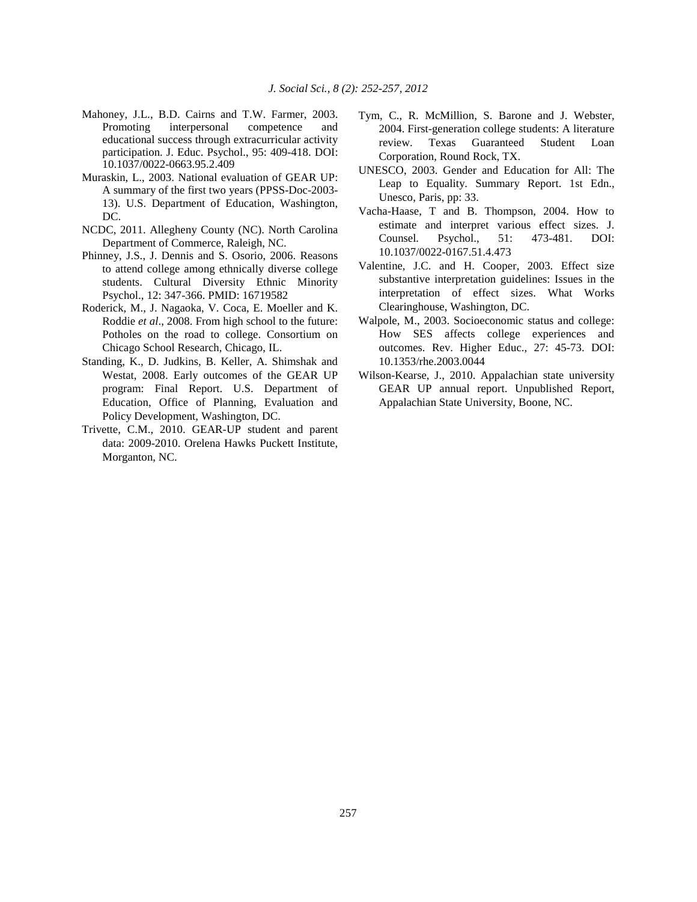Mahoney, J.L., B.D. Cairns and T.W. Farmer, 2003. Promoting interpersonal competence and educational success through extracurricular activity participation. J. Educ. Psychol., 95: 409-418. DOI: 10.1037/0022-0663.95.2.409

Muraskin, L., 2003. National evaluation of GEAR UP: A summary of the first two years (PPSS-Doc-2003-13). U.S. Department of Education, Washington, DC.

NCDC, 2011. Allegheny County (NC). North Carolina Department of Commerce, Raleigh, NC.

Phinney, J.S., J. Dennis and S. Osorio, 2006. Reasons to attend college among ethnically diverse college students. Cultural Diversity Ethnic Minority Psychol., 12: 347-366. PMID: 16719582

Roderick, M., J. Nagaoka, V. Coca, E. Moeller and K. Roddie *et al*., 2008. From high school to the future: Potholes on the road to college. Consortium on Chicago School Research, Chicago, IL.

Standing, K., D. Judkins, B. Keller, A. Shimshak and Westat, 2008. Early outcomes of the GEAR UP program: Final Report. U.S. Department of Education, Office of Planning, Evaluation and Policy Development, Washington, DC.

Trivette, C.M., 2010. GEAR-UP student and parent data: 2009-2010. Orelena Hawks Puckett Institute, Morganton, NC.

Tym, C., R. McMillion, S. Barone and J. Webster, 2004. First-generation college students: A literature review. Texas Guaranteed Student Loan Corporation, Round Rock, TX.

UNESCO, 2003. Gender and Education for All: The Leap to Equality. Summary Report. 1st Edn., Unesco, Paris, pp: 33.

Vacha-Haase, T and B. Thompson, 2004. How to estimate and interpret various effect sizes. J. Counsel. Psychol., 51: 473-481. DOI: 10.1037/0022-0167.51.4.473

Valentine, J.C. and H. Cooper, 2003. Effect size substantive interpretation guidelines: Issues in the interpretation of effect sizes. What Works Clearinghouse, Washington, DC.

Walpole, M., 2003. Socioeconomic status and college: How SES affects college experiences and outcomes. Rev. Higher Educ., 27: 45-73. DOI: 10.1353/rhe.2003.0044

Wilson-Kearse, J., 2010. Appalachian state university GEAR UP annual report. Unpublished Report, Appalachian State University, Boone, NC.